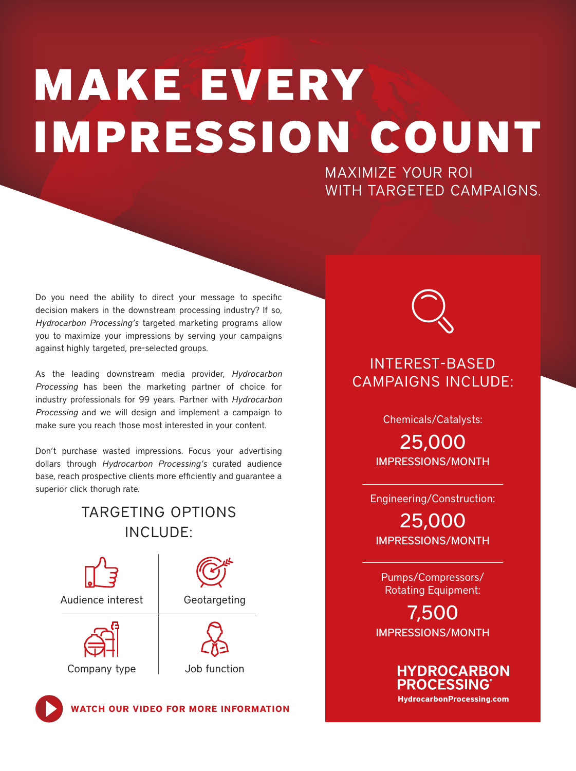# MAKE EVERY IMPRESSION COUNT

MAXIMIZE YOUR ROI WITH TARGETED CAMPAIGNS.

Do you need the ability to direct your message to specific decision makers in the downstream processing industry? If so, *Hydrocarbon Processing's* targeted marketing programs allow you to maximize your impressions by serving your campaigns against highly targeted, pre-selected groups.

As the leading downstream media provider, *Hydrocarbon Processing* has been the marketing partner of choice for industry professionals for 99 years. Partner with *Hydrocarbon Processing* and we will design and implement a campaign to make sure you reach those most interested in your content.

Don't purchase wasted impressions. Focus your advertising dollars through *Hydrocarbon Processing's* curated audience base, reach prospective clients more efficiently and guarantee a superior click thorugh rate.

## TARGETING OPTIONS INCLUDE:

- Audience interest
- Geotargeting
- Company type
- Job function

**WATCH OUR VIDEO FOR MORE INFORMATION**

## INTEREST-BASED CAMPAIGNS INCLUDE:

Chemicals/Catalysts:
**25,000**
IMPRESSIONS/MONTH

Engineering/Construction:
**25,000**
IMPRESSIONS/MONTH

Pumps/Compressors/ Rotating Equipment:
**7,500**
IMPRESSIONS/MONTH

**HYDROCARBON PROCESSING®**
HydrocarbonProcessing.com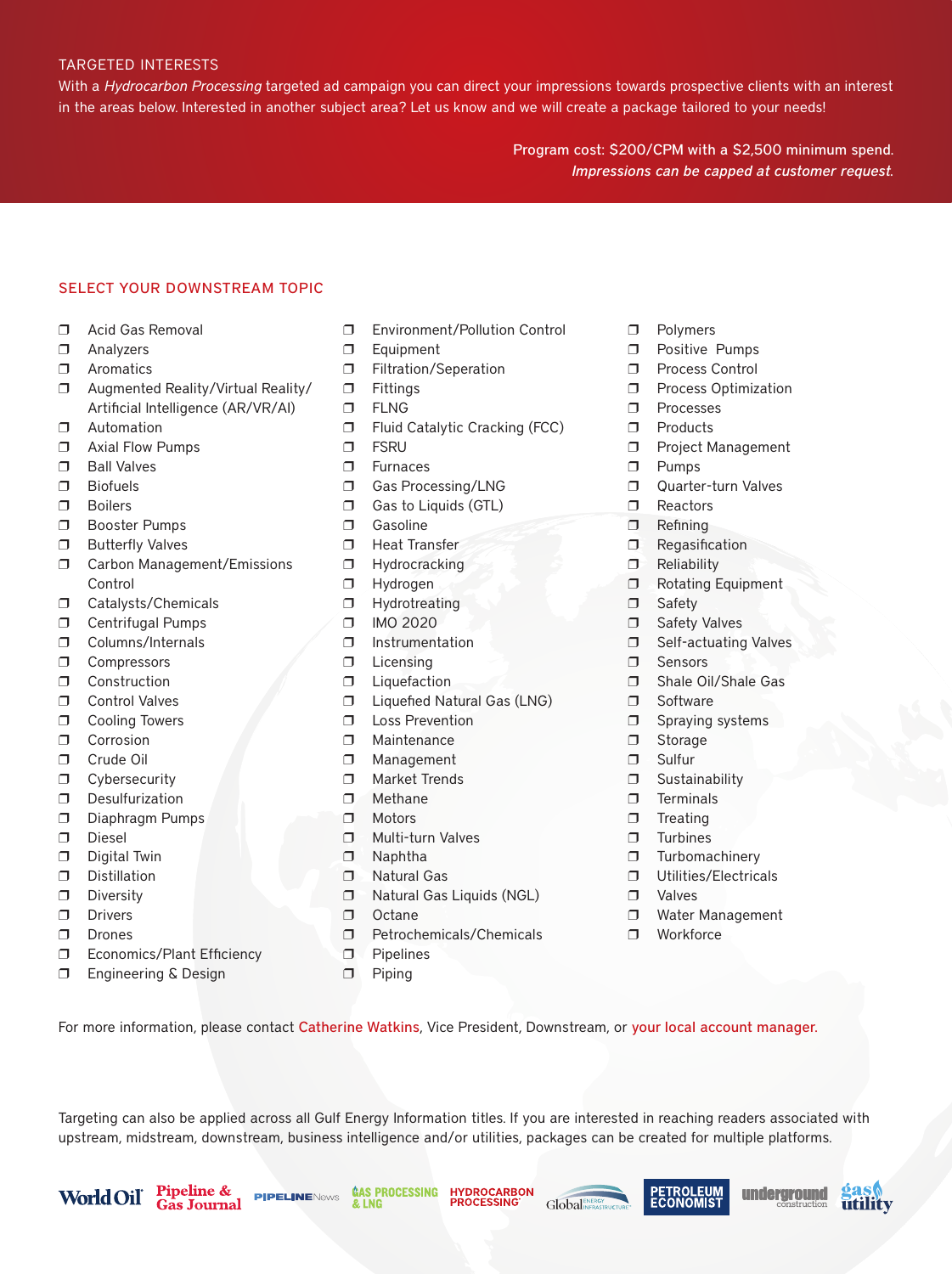TARGETED INTERESTS

With a *Hydrocarbon Processing* targeted ad campaign you can direct your impressions towards prospective clients with an interest in the areas below. Interested in another subject area? Let us know and we will create a package tailored to your needs!

Program cost: $200/CPM with a $2,500 minimum spend.
*Impressions can be capped at customer request.*

## SELECT YOUR DOWNSTREAM TOPIC

- ❒ Acid Gas Removal
- ❒ Analyzers
- ❒ Aromatics
- ❒ Augmented Reality/Virtual Reality/ Artificial Intelligence (AR/VR/AI)
- ❒ Automation
- ❒ Axial Flow Pumps
- ❒ Ball Valves
- ❒ Biofuels
- ❒ Boilers
- ❒ Booster Pumps
- ❒ Butterfly Valves
- ❒ Carbon Management/Emissions Control
- ❒ Catalysts/Chemicals
- ❒ Centrifugal Pumps
- ❒ Columns/Internals
- ❒ Compressors
- ❒ Construction
- ❒ Control Valves
- ❒ Cooling Towers
- ❒ Corrosion
- ❒ Crude Oil
- ❒ Cybersecurity
- ❒ Desulfurization
- ❒ Diaphragm Pumps
- ❒ Diesel
- ❒ Digital Twin
- ❒ Distillation
- ❒ Diversity
- ❒ Drivers
- ❒ Drones
- ❒ Economics/Plant Efficiency
- ❒ Engineering & Design
- ❒ Environment/Pollution Control
- ❒ Equipment
- ❒ Filtration/Seperation
- ❒ Fittings
- ❒ FLNG
- ❒ Fluid Catalytic Cracking (FCC)
- ❒ FSRU
- ❒ Furnaces
- ❒ Gas Processing/LNG
- ❒ Gas to Liquids (GTL)
- ❒ Gasoline
- ❒ Heat Transfer
- ❒ Hydrocracking
- ❒ Hydrogen
- ❒ Hydrotreating
- ❒ IMO 2020
- ❒ Instrumentation
- ❒ Licensing
- ❒ Liquefaction
- ❒ Liquefied Natural Gas (LNG)
- ❒ Loss Prevention
- ❒ Maintenance
- ❒ Management
- ❒ Market Trends
- ❒ Methane
- ❒ Motors
- ❒ Multi-turn Valves
- ❒ Naphtha
- ❒ Natural Gas
- ❒ Natural Gas Liquids (NGL)
- ❒ Octane
- ❒ Petrochemicals/Chemicals
- ❒ Pipelines
- ❒ Piping
- ❒ Polymers
- ❒ Positive Pumps
- ❒ Process Control
- ❒ Process Optimization
- ❒ Processes
- ❒ Products
- ❒ Project Management
- ❒ Pumps
- ❒ Quarter-turn Valves
- ❒ Reactors
- ❒ Refining
- ❒ Regasification
- ❒ Reliability
- ❒ Rotating Equipment
- ❒ Safety
- ❒ Safety Valves
- ❒ Self-actuating Valves
- ❒ Sensors
- ❒ Shale Oil/Shale Gas
- ❒ Software
- ❒ Spraying systems
- ❒ Storage
- ❒ Sulfur
- ❒ Sustainability
- ❒ Terminals
- ❒ Treating
- ❒ Turbines
- ❒ Turbomachinery
- ❒ Utilities/Electricals
- ❒ Valves
- ❒ Water Management
- ❒ Workforce

For more information, please contact Catherine Watkins, Vice President, Downstream, or your local account manager.

Targeting can also be applied across all Gulf Energy Information titles. If you are interested in reaching readers associated with upstream, midstream, downstream, business intelligence and/or utilities, packages can be created for multiple platforms.

World Oil | Pipeline & Gas Journal | PIPELINE News | GAS PROCESSING & LNG | HYDROCARBON PROCESSING | Global Energy Infrastructure | PETROLEUM ECONOMIST | underground construction | gas utility